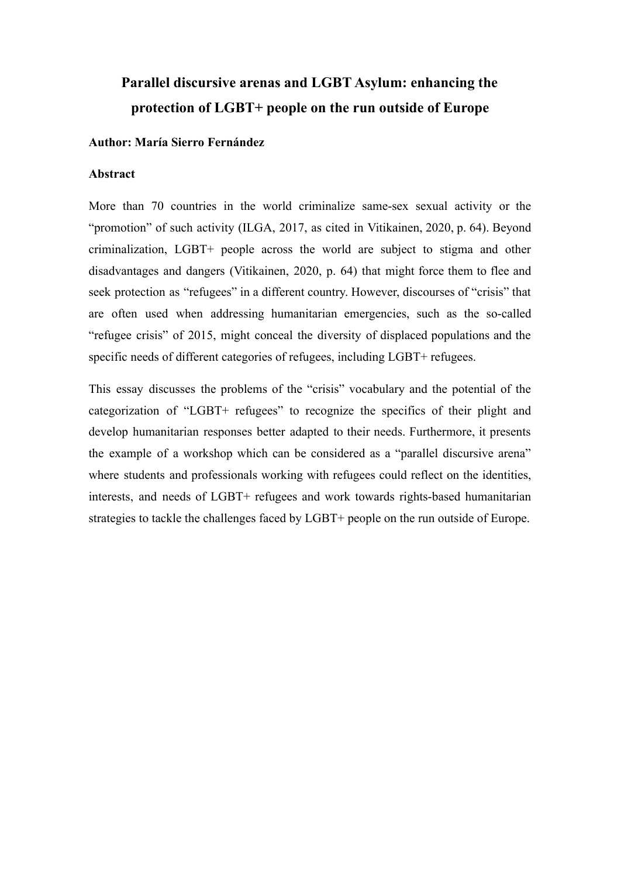# Parallel discursive arenas and LGBT Asylum: enhancing the protection of LGBT+ people on the run outside of Europe

**Author: María Sierro Fernández**

**Abstract**

More than 70 countries in the world criminalize same-sex sexual activity or the "promotion" of such activity (ILGA, 2017, as cited in Vitikainen, 2020, p. 64). Beyond criminalization, LGBT+ people across the world are subject to stigma and other disadvantages and dangers (Vitikainen, 2020, p. 64) that might force them to flee and seek protection as "refugees" in a different country. However, discourses of "crisis" that are often used when addressing humanitarian emergencies, such as the so-called "refugee crisis" of 2015, might conceal the diversity of displaced populations and the specific needs of different categories of refugees, including LGBT+ refugees.

This essay discusses the problems of the "crisis" vocabulary and the potential of the categorization of "LGBT+ refugees" to recognize the specifics of their plight and develop humanitarian responses better adapted to their needs. Furthermore, it presents the example of a workshop which can be considered as a "parallel discursive arena" where students and professionals working with refugees could reflect on the identities, interests, and needs of LGBT+ refugees and work towards rights-based humanitarian strategies to tackle the challenges faced by LGBT+ people on the run outside of Europe.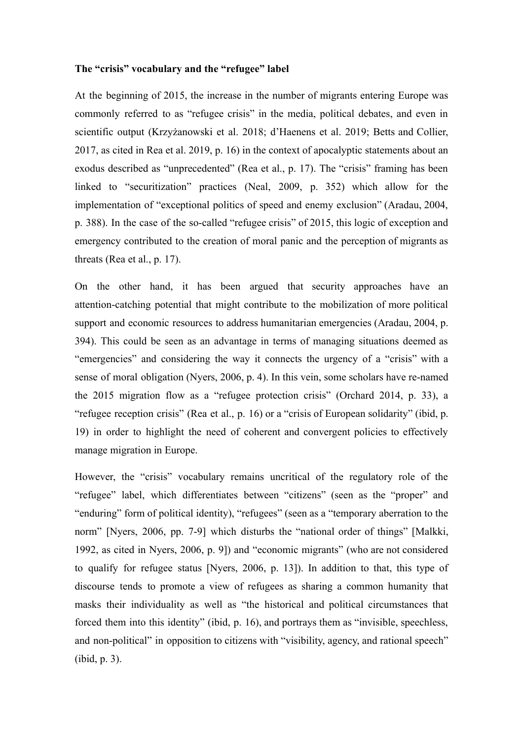**The “crisis” vocabulary and the “refugee” label**

At the beginning of 2015, the increase in the number of migrants entering Europe was commonly referred to as “refugee crisis” in the media, political debates, and even in scientific output (Krzyżanowski et al. 2018; d’Haenens et al. 2019; Betts and Collier, 2017, as cited in Rea et al. 2019, p. 16) in the context of apocalyptic statements about an exodus described as “unprecedented” (Rea et al., p. 17). The “crisis” framing has been linked to “securitization” practices (Neal, 2009, p. 352) which allow for the implementation of “exceptional politics of speed and enemy exclusion” (Aradau, 2004, p. 388). In the case of the so-called “refugee crisis” of 2015, this logic of exception and emergency contributed to the creation of moral panic and the perception of migrants as threats (Rea et al., p. 17).

On the other hand, it has been argued that security approaches have an attention-catching potential that might contribute to the mobilization of more political support and economic resources to address humanitarian emergencies (Aradau, 2004, p. 394). This could be seen as an advantage in terms of managing situations deemed as “emergencies” and considering the way it connects the urgency of a “crisis” with a sense of moral obligation (Nyers, 2006, p. 4). In this vein, some scholars have re-named the 2015 migration flow as a “refugee protection crisis” (Orchard 2014, p. 33), a “refugee reception crisis” (Rea et al., p. 16) or a “crisis of European solidarity” (ibid, p. 19) in order to highlight the need of coherent and convergent policies to effectively manage migration in Europe.

However, the “crisis” vocabulary remains uncritical of the regulatory role of the “refugee” label, which differentiates between “citizens” (seen as the “proper” and “enduring” form of political identity), “refugees” (seen as a “temporary aberration to the norm” [Nyers, 2006, pp. 7-9] which disturbs the “national order of things” [Malkki, 1992, as cited in Nyers, 2006, p. 9]) and “economic migrants” (who are not considered to qualify for refugee status [Nyers, 2006, p. 13]). In addition to that, this type of discourse tends to promote a view of refugees as sharing a common humanity that masks their individuality as well as “the historical and political circumstances that forced them into this identity” (ibid, p. 16), and portrays them as “invisible, speechless, and non-political” in opposition to citizens with “visibility, agency, and rational speech” (ibid, p. 3).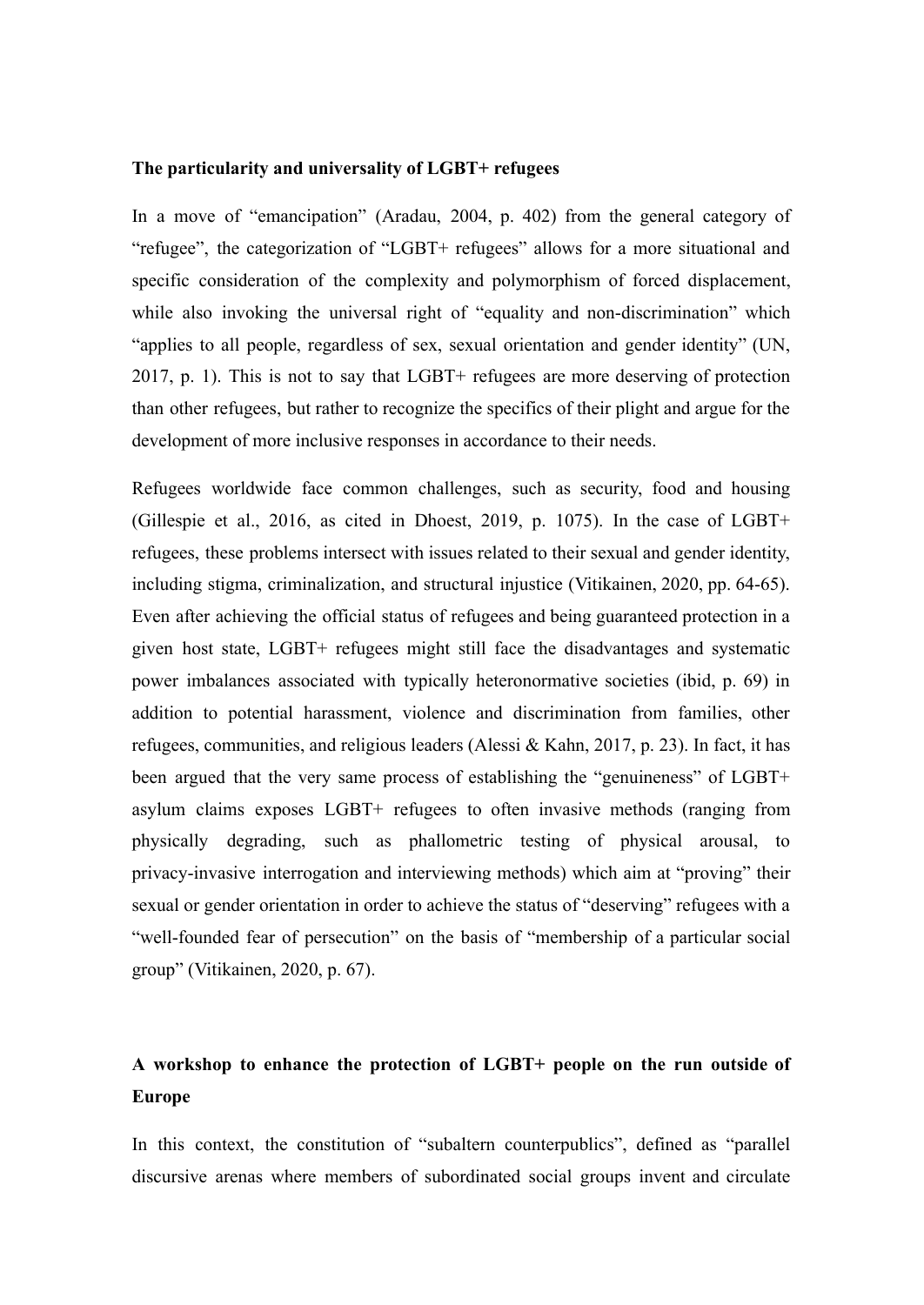**The particularity and universality of LGBT+ refugees**

In a move of "emancipation" (Aradau, 2004, p. 402) from the general category of "refugee", the categorization of "LGBT+ refugees" allows for a more situational and specific consideration of the complexity and polymorphism of forced displacement, while also invoking the universal right of "equality and non-discrimination" which "applies to all people, regardless of sex, sexual orientation and gender identity" (UN, 2017, p. 1). This is not to say that LGBT+ refugees are more deserving of protection than other refugees, but rather to recognize the specifics of their plight and argue for the development of more inclusive responses in accordance to their needs.

Refugees worldwide face common challenges, such as security, food and housing (Gillespie et al., 2016, as cited in Dhoest, 2019, p. 1075). In the case of LGBT+ refugees, these problems intersect with issues related to their sexual and gender identity, including stigma, criminalization, and structural injustice (Vitikainen, 2020, pp. 64-65). Even after achieving the official status of refugees and being guaranteed protection in a given host state, LGBT+ refugees might still face the disadvantages and systematic power imbalances associated with typically heteronormative societies (ibid, p. 69) in addition to potential harassment, violence and discrimination from families, other refugees, communities, and religious leaders (Alessi & Kahn, 2017, p. 23). In fact, it has been argued that the very same process of establishing the "genuineness" of LGBT+ asylum claims exposes LGBT+ refugees to often invasive methods (ranging from physically degrading, such as phallometric testing of physical arousal, to privacy-invasive interrogation and interviewing methods) which aim at "proving" their sexual or gender orientation in order to achieve the status of "deserving" refugees with a "well-founded fear of persecution" on the basis of "membership of a particular social group" (Vitikainen, 2020, p. 67).

**A workshop to enhance the protection of LGBT+ people on the run outside of Europe**

In this context, the constitution of "subaltern counterpublics", defined as "parallel discursive arenas where members of subordinated social groups invent and circulate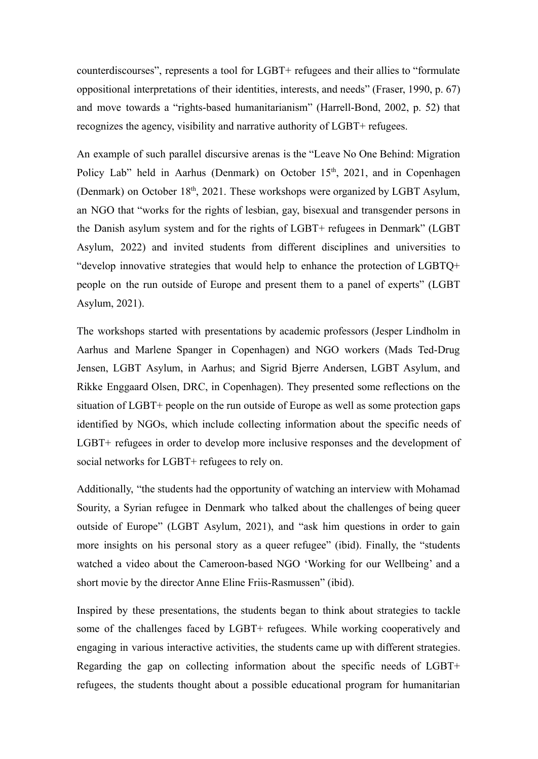counterdiscourses", represents a tool for LGBT+ refugees and their allies to "formulate oppositional interpretations of their identities, interests, and needs" (Fraser, 1990, p. 67) and move towards a "rights-based humanitarianism" (Harrell-Bond, 2002, p. 52) that recognizes the agency, visibility and narrative authority of LGBT+ refugees.

An example of such parallel discursive arenas is the "Leave No One Behind: Migration Policy Lab" held in Aarhus (Denmark) on October 15th, 2021, and in Copenhagen (Denmark) on October 18th, 2021. These workshops were organized by LGBT Asylum, an NGO that "works for the rights of lesbian, gay, bisexual and transgender persons in the Danish asylum system and for the rights of LGBT+ refugees in Denmark" (LGBT Asylum, 2022) and invited students from different disciplines and universities to "develop innovative strategies that would help to enhance the protection of LGBTQ+ people on the run outside of Europe and present them to a panel of experts" (LGBT Asylum, 2021).

The workshops started with presentations by academic professors (Jesper Lindholm in Aarhus and Marlene Spanger in Copenhagen) and NGO workers (Mads Ted-Drug Jensen, LGBT Asylum, in Aarhus; and Sigrid Bjerre Andersen, LGBT Asylum, and Rikke Enggaard Olsen, DRC, in Copenhagen). They presented some reflections on the situation of LGBT+ people on the run outside of Europe as well as some protection gaps identified by NGOs, which include collecting information about the specific needs of LGBT+ refugees in order to develop more inclusive responses and the development of social networks for LGBT+ refugees to rely on.

Additionally, "the students had the opportunity of watching an interview with Mohamad Sourity, a Syrian refugee in Denmark who talked about the challenges of being queer outside of Europe" (LGBT Asylum, 2021), and "ask him questions in order to gain more insights on his personal story as a queer refugee" (ibid). Finally, the "students watched a video about the Cameroon-based NGO 'Working for our Wellbeing' and a short movie by the director Anne Eline Friis-Rasmussen" (ibid).

Inspired by these presentations, the students began to think about strategies to tackle some of the challenges faced by LGBT+ refugees. While working cooperatively and engaging in various interactive activities, the students came up with different strategies. Regarding the gap on collecting information about the specific needs of LGBT+ refugees, the students thought about a possible educational program for humanitarian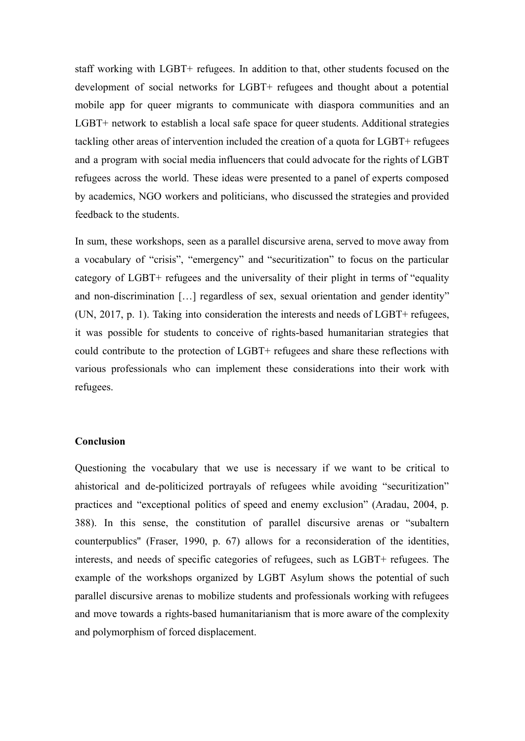staff working with LGBT+ refugees. In addition to that, other students focused on the development of social networks for LGBT+ refugees and thought about a potential mobile app for queer migrants to communicate with diaspora communities and an LGBT+ network to establish a local safe space for queer students. Additional strategies tackling other areas of intervention included the creation of a quota for LGBT+ refugees and a program with social media influencers that could advocate for the rights of LGBT refugees across the world. These ideas were presented to a panel of experts composed by academics, NGO workers and politicians, who discussed the strategies and provided feedback to the students.

In sum, these workshops, seen as a parallel discursive arena, served to move away from a vocabulary of "crisis", "emergency" and "securitization" to focus on the particular category of LGBT+ refugees and the universality of their plight in terms of "equality and non-discrimination […] regardless of sex, sexual orientation and gender identity" (UN, 2017, p. 1). Taking into consideration the interests and needs of LGBT+ refugees, it was possible for students to conceive of rights-based humanitarian strategies that could contribute to the protection of LGBT+ refugees and share these reflections with various professionals who can implement these considerations into their work with refugees.

**Conclusion**

Questioning the vocabulary that we use is necessary if we want to be critical to ahistorical and de-politicized portrayals of refugees while avoiding "securitization" practices and "exceptional politics of speed and enemy exclusion" (Aradau, 2004, p. 388). In this sense, the constitution of parallel discursive arenas or "subaltern counterpublics" (Fraser, 1990, p. 67) allows for a reconsideration of the identities, interests, and needs of specific categories of refugees, such as LGBT+ refugees. The example of the workshops organized by LGBT Asylum shows the potential of such parallel discursive arenas to mobilize students and professionals working with refugees and move towards a rights-based humanitarianism that is more aware of the complexity and polymorphism of forced displacement.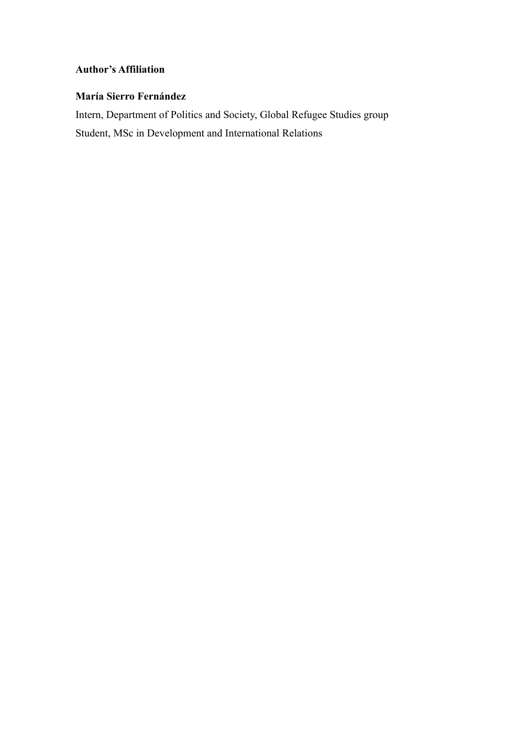**Author's Affiliation**

**María Sierro Fernández**

Intern, Department of Politics and Society, Global Refugee Studies group

Student, MSc in Development and International Relations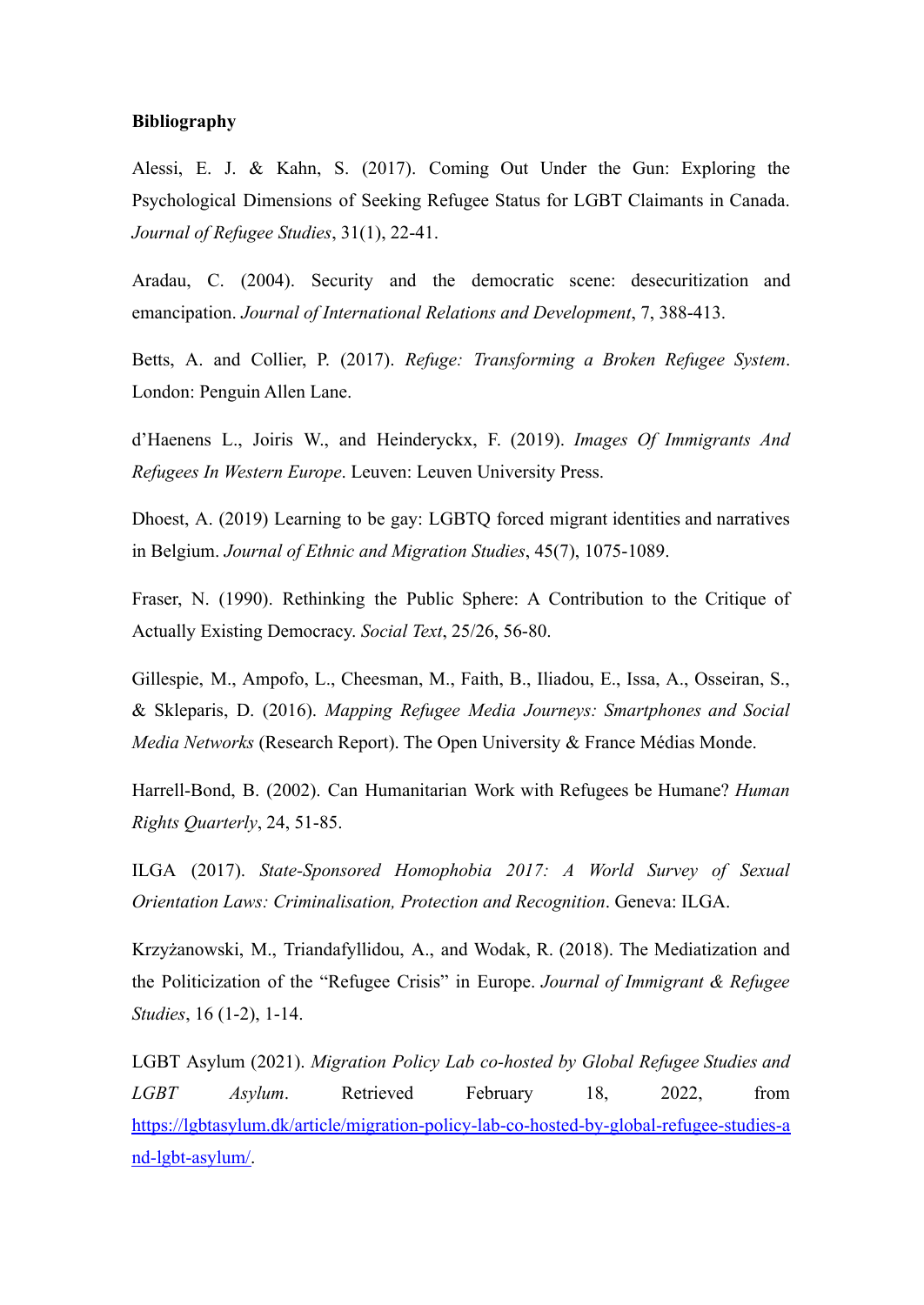**Bibliography**

Alessi, E. J. & Kahn, S. (2017). Coming Out Under the Gun: Exploring the Psychological Dimensions of Seeking Refugee Status for LGBT Claimants in Canada. *Journal of Refugee Studies*, 31(1), 22-41.

Aradau, C. (2004). Security and the democratic scene: desecuritization and emancipation. *Journal of International Relations and Development*, 7, 388-413.

Betts, A. and Collier, P. (2017). *Refuge: Transforming a Broken Refugee System*. London: Penguin Allen Lane.

d'Haenens L., Joiris W., and Heinderyckx, F. (2019). *Images Of Immigrants And Refugees In Western Europe*. Leuven: Leuven University Press.

Dhoest, A. (2019) Learning to be gay: LGBTQ forced migrant identities and narratives in Belgium. *Journal of Ethnic and Migration Studies*, 45(7), 1075-1089.

Fraser, N. (1990). Rethinking the Public Sphere: A Contribution to the Critique of Actually Existing Democracy. *Social Text*, 25/26, 56-80.

Gillespie, M., Ampofo, L., Cheesman, M., Faith, B., Iliadou, E., Issa, A., Osseiran, S., & Skleparis, D. (2016). *Mapping Refugee Media Journeys: Smartphones and Social Media Networks* (Research Report). The Open University & France Médias Monde.

Harrell-Bond, B. (2002). Can Humanitarian Work with Refugees be Humane? *Human Rights Quarterly*, 24, 51-85.

ILGA (2017). *State-Sponsored Homophobia 2017: A World Survey of Sexual Orientation Laws: Criminalisation, Protection and Recognition*. Geneva: ILGA.

Krzyżanowski, M., Triandafyllidou, A., and Wodak, R. (2018). The Mediatization and the Politicization of the "Refugee Crisis" in Europe. *Journal of Immigrant & Refugee Studies*, 16 (1-2), 1-14.

LGBT Asylum (2021). *Migration Policy Lab co-hosted by Global Refugee Studies and LGBT Asylum*. Retrieved February 18, 2022, from [https://lgbtasylum.dk/article/migration-policy-lab-co-hosted-by-global-refugee-studies-and-lgbt-asylum/](https://lgbtasylum.dk/article/migration-policy-lab-co-hosted-by-global-refugee-studies-and-lgbt-asylum/).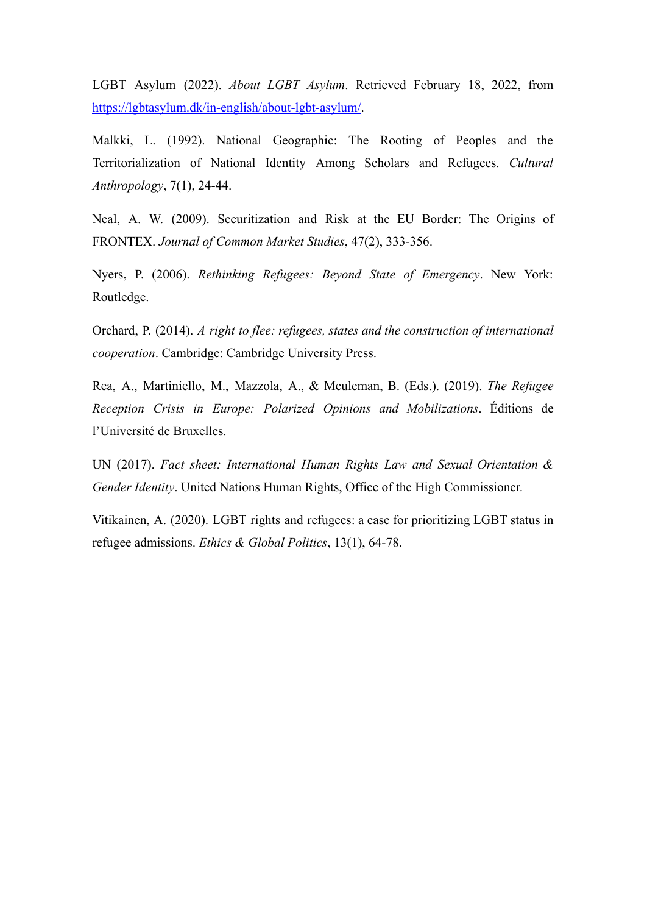LGBT Asylum (2022). *About LGBT Asylum*. Retrieved February 18, 2022, from https://lgbtasylum.dk/in-english/about-lgbt-asylum/.

Malkki, L. (1992). National Geographic: The Rooting of Peoples and the Territorialization of National Identity Among Scholars and Refugees. *Cultural Anthropology*, 7(1), 24-44.

Neal, A. W. (2009). Securitization and Risk at the EU Border: The Origins of FRONTEX. *Journal of Common Market Studies*, 47(2), 333-356.

Nyers, P. (2006). *Rethinking Refugees: Beyond State of Emergency*. New York: Routledge.

Orchard, P. (2014). *A right to flee: refugees, states and the construction of international cooperation*. Cambridge: Cambridge University Press.

Rea, A., Martiniello, M., Mazzola, A., & Meuleman, B. (Eds.). (2019). *The Refugee Reception Crisis in Europe: Polarized Opinions and Mobilizations*. Éditions de l'Université de Bruxelles.

UN (2017). *Fact sheet: International Human Rights Law and Sexual Orientation & Gender Identity*. United Nations Human Rights, Office of the High Commissioner.

Vitikainen, A. (2020). LGBT rights and refugees: a case for prioritizing LGBT status in refugee admissions. *Ethics & Global Politics*, 13(1), 64-78.